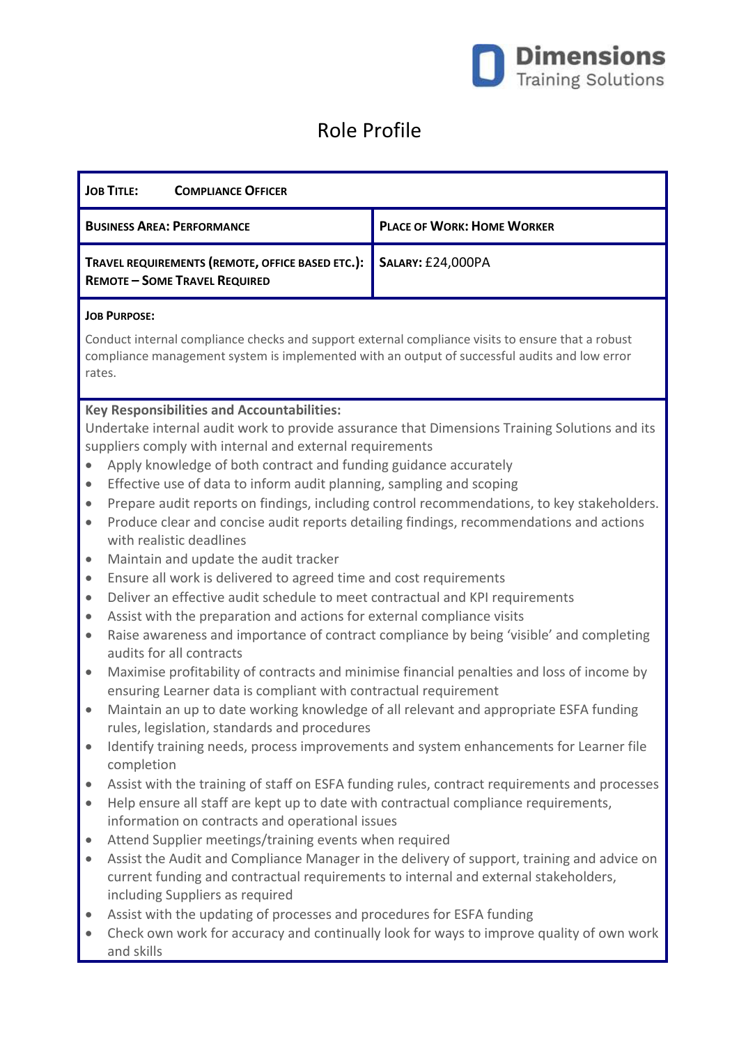# Role Profile

| **Job Title:** **Compliance Officer** | |
|---|---|
| **Business Area: Performance** | **Place of Work: Home Worker** |
| **Travel requirements (remote, office based etc.): Remote – Some Travel Required** | **Salary:** £24,000PA |

**Job Purpose:**

Conduct internal compliance checks and support external compliance visits to ensure that a robust compliance management system is implemented with an output of successful audits and low error rates.

**Key Responsibilities and Accountabilities:**

Undertake internal audit work to provide assurance that Dimensions Training Solutions and its suppliers comply with internal and external requirements

- Apply knowledge of both contract and funding guidance accurately
- Effective use of data to inform audit planning, sampling and scoping
- Prepare audit reports on findings, including control recommendations, to key stakeholders.
- Produce clear and concise audit reports detailing findings, recommendations and actions with realistic deadlines
- Maintain and update the audit tracker
- Ensure all work is delivered to agreed time and cost requirements
- Deliver an effective audit schedule to meet contractual and KPI requirements
- Assist with the preparation and actions for external compliance visits
- Raise awareness and importance of contract compliance by being 'visible' and completing audits for all contracts
- Maximise profitability of contracts and minimise financial penalties and loss of income by ensuring Learner data is compliant with contractual requirement
- Maintain an up to date working knowledge of all relevant and appropriate ESFA funding rules, legislation, standards and procedures
- Identify training needs, process improvements and system enhancements for Learner file completion
- Assist with the training of staff on ESFA funding rules, contract requirements and processes
- Help ensure all staff are kept up to date with contractual compliance requirements, information on contracts and operational issues
- Attend Supplier meetings/training events when required
- Assist the Audit and Compliance Manager in the delivery of support, training and advice on current funding and contractual requirements to internal and external stakeholders, including Suppliers as required
- Assist with the updating of processes and procedures for ESFA funding
- Check own work for accuracy and continually look for ways to improve quality of own work and skills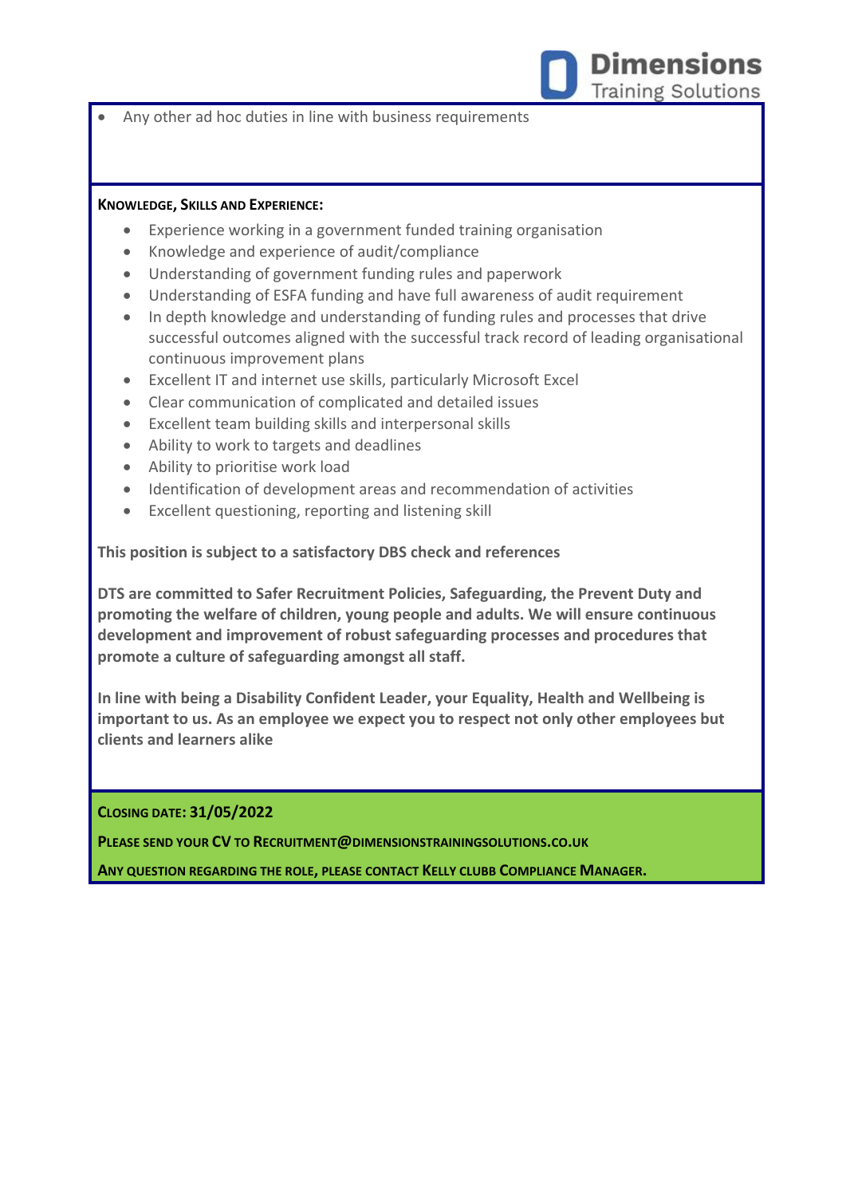- Any other ad hoc duties in line with business requirements

**Knowledge, Skills and Experience:**

- Experience working in a government funded training organisation
- Knowledge and experience of audit/compliance
- Understanding of government funding rules and paperwork
- Understanding of ESFA funding and have full awareness of audit requirement
- In depth knowledge and understanding of funding rules and processes that drive successful outcomes aligned with the successful track record of leading organisational continuous improvement plans
- Excellent IT and internet use skills, particularly Microsoft Excel
- Clear communication of complicated and detailed issues
- Excellent team building skills and interpersonal skills
- Ability to work to targets and deadlines
- Ability to prioritise work load
- Identification of development areas and recommendation of activities
- Excellent questioning, reporting and listening skill

**This position is subject to a satisfactory DBS check and references**

**DTS are committed to Safer Recruitment Policies, Safeguarding, the Prevent Duty and promoting the welfare of children, young people and adults. We will ensure continuous development and improvement of robust safeguarding processes and procedures that promote a culture of safeguarding amongst all staff.**

**In line with being a Disability Confident Leader, your Equality, Health and Wellbeing is important to us. As an employee we expect you to respect not only other employees but clients and learners alike**

**Closing date: 31/05/2022**

**Please send your CV to recruitment@dimensionstrainingsolutions.co.uk**

**Any question regarding the role, please contact Kelly Clubb Compliance Manager.**